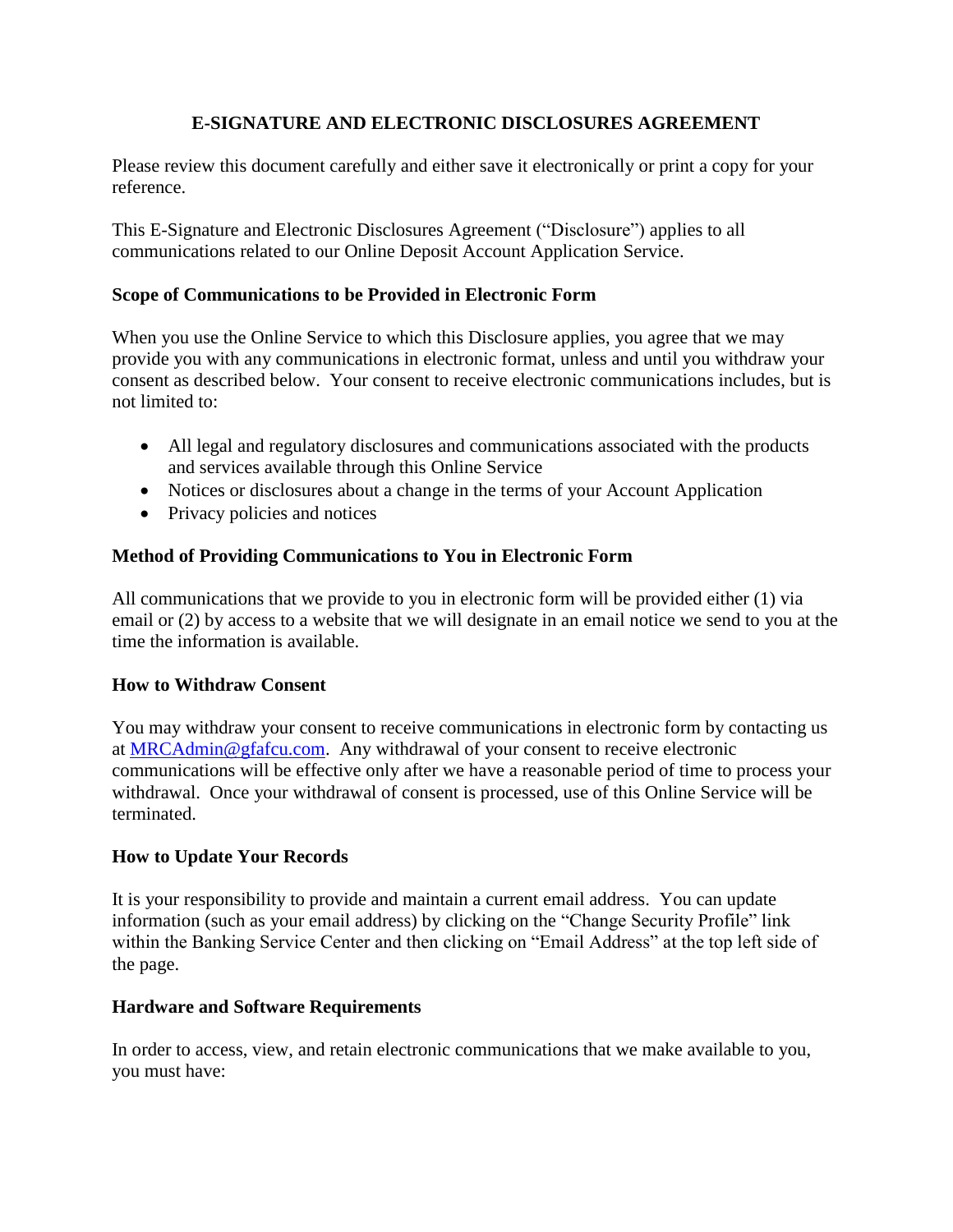# E-SIGNATURE AND ELECTRONIC DISCLOSURES AGREEMENT

Please review this document carefully and either save it electronically or print a copy for your reference.

This E-Signature and Electronic Disclosures Agreement ("Disclosure") applies to all communications related to our Online Deposit Account Application Service.

## Scope of Communications to be Provided in Electronic Form

When you use the Online Service to which this Disclosure applies, you agree that we may provide you with any communications in electronic format, unless and until you withdraw your consent as described below. Your consent to receive electronic communications includes, but is not limited to:

- All legal and regulatory disclosures and communications associated with the products and services available through this Online Service
- Notices or disclosures about a change in the terms of your Account Application
- Privacy policies and notices

## Method of Providing Communications to You in Electronic Form

All communications that we provide to you in electronic form will be provided either (1) via email or (2) by access to a website that we will designate in an email notice we send to you at the time the information is available.

## How to Withdraw Consent

You may withdraw your consent to receive communications in electronic form by contacting us at MRCAdmin@gfafcu.com. Any withdrawal of your consent to receive electronic communications will be effective only after we have a reasonable period of time to process your withdrawal. Once your withdrawal of consent is processed, use of this Online Service will be terminated.

## How to Update Your Records

It is your responsibility to provide and maintain a current email address. You can update information (such as your email address) by clicking on the "Change Security Profile" link within the Banking Service Center and then clicking on "Email Address" at the top left side of the page.

## Hardware and Software Requirements

In order to access, view, and retain electronic communications that we make available to you, you must have: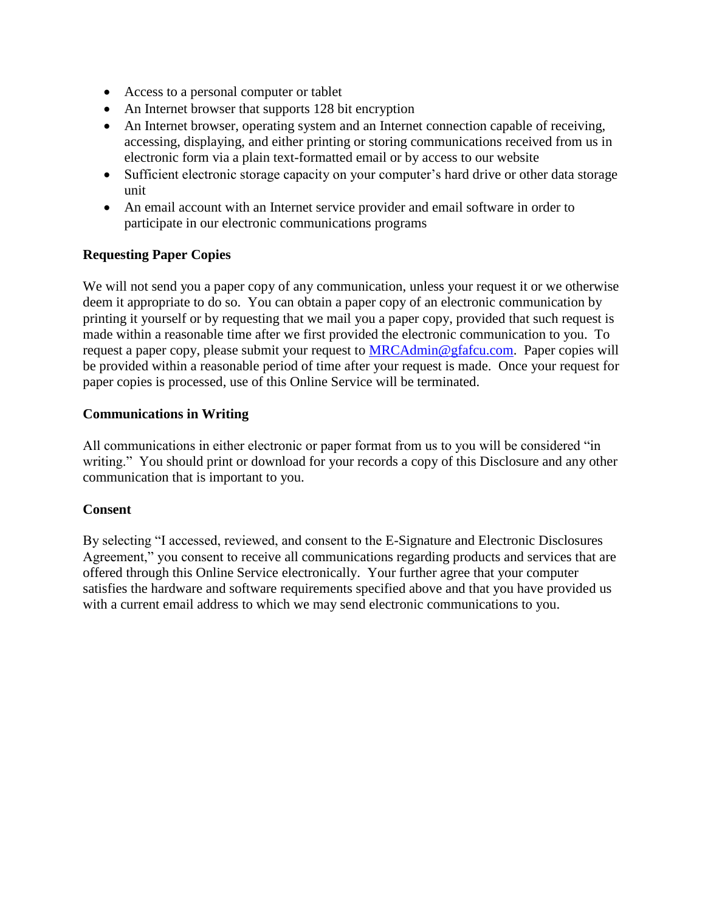- Access to a personal computer or tablet
- An Internet browser that supports 128 bit encryption
- An Internet browser, operating system and an Internet connection capable of receiving, accessing, displaying, and either printing or storing communications received from us in electronic form via a plain text-formatted email or by access to our website
- Sufficient electronic storage capacity on your computer's hard drive or other data storage unit
- An email account with an Internet service provider and email software in order to participate in our electronic communications programs

**Requesting Paper Copies**

We will not send you a paper copy of any communication, unless your request it or we otherwise deem it appropriate to do so. You can obtain a paper copy of an electronic communication by printing it yourself or by requesting that we mail you a paper copy, provided that such request is made within a reasonable time after we first provided the electronic communication to you. To request a paper copy, please submit your request to MRCAdmin@gfafcu.com. Paper copies will be provided within a reasonable period of time after your request is made. Once your request for paper copies is processed, use of this Online Service will be terminated.

**Communications in Writing**

All communications in either electronic or paper format from us to you will be considered "in writing." You should print or download for your records a copy of this Disclosure and any other communication that is important to you.

**Consent**

By selecting "I accessed, reviewed, and consent to the E-Signature and Electronic Disclosures Agreement," you consent to receive all communications regarding products and services that are offered through this Online Service electronically. Your further agree that your computer satisfies the hardware and software requirements specified above and that you have provided us with a current email address to which we may send electronic communications to you.